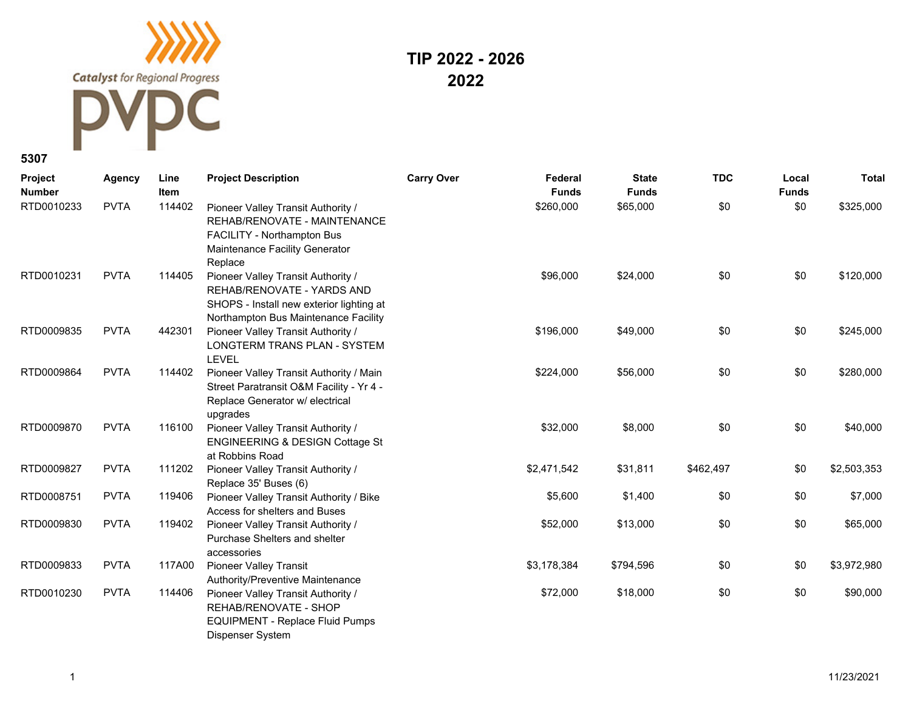Catalyst for Regional Progress

PVPC

# TIP 2022 - 2026
## 2022

### 5307

| Project Number | Agency | Line Item | Project Description | Carry Over | Federal Funds | State Funds | TDC | Local Funds | Total |
|---|---|---|---|---|---|---|---|---|---|
| RTD0010233 | PVTA | 114402 | Pioneer Valley Transit Authority / REHAB/RENOVATE - MAINTENANCE FACILITY - Northampton Bus Maintenance Facility Generator Replace | | $260,000 | $65,000 | $0 | $0 | $325,000 |
| RTD0010231 | PVTA | 114405 | Pioneer Valley Transit Authority / REHAB/RENOVATE - YARDS AND SHOPS - Install new exterior lighting at Northampton Bus Maintenance Facility | | $96,000 | $24,000 | $0 | $0 | $120,000 |
| RTD0009835 | PVTA | 442301 | Pioneer Valley Transit Authority / LONGTERM TRANS PLAN - SYSTEM LEVEL | | $196,000 | $49,000 | $0 | $0 | $245,000 |
| RTD0009864 | PVTA | 114402 | Pioneer Valley Transit Authority / Main Street Paratransit O&M Facility - Yr 4 - Replace Generator w/ electrical upgrades | | $224,000 | $56,000 | $0 | $0 | $280,000 |
| RTD0009870 | PVTA | 116100 | Pioneer Valley Transit Authority / ENGINEERING & DESIGN Cottage St at Robbins Road | | $32,000 | $8,000 | $0 | $0 | $40,000 |
| RTD0009827 | PVTA | 111202 | Pioneer Valley Transit Authority / Replace 35' Buses (6) | | $2,471,542 | $31,811 | $462,497 | $0 | $2,503,353 |
| RTD0008751 | PVTA | 119406 | Pioneer Valley Transit Authority / Bike Access for shelters and Buses | | $5,600 | $1,400 | $0 | $0 | $7,000 |
| RTD0009830 | PVTA | 119402 | Pioneer Valley Transit Authority / Purchase Shelters and shelter accessories | | $52,000 | $13,000 | $0 | $0 | $65,000 |
| RTD0009833 | PVTA | 117A00 | Pioneer Valley Transit Authority/Preventive Maintenance | | $3,178,384 | $794,596 | $0 | $0 | $3,972,980 |
| RTD0010230 | PVTA | 114406 | Pioneer Valley Transit Authority / REHAB/RENOVATE - SHOP EQUIPMENT - Replace Fluid Pumps Dispenser System | | $72,000 | $18,000 | $0 | $0 | $90,000 |

11/23/2021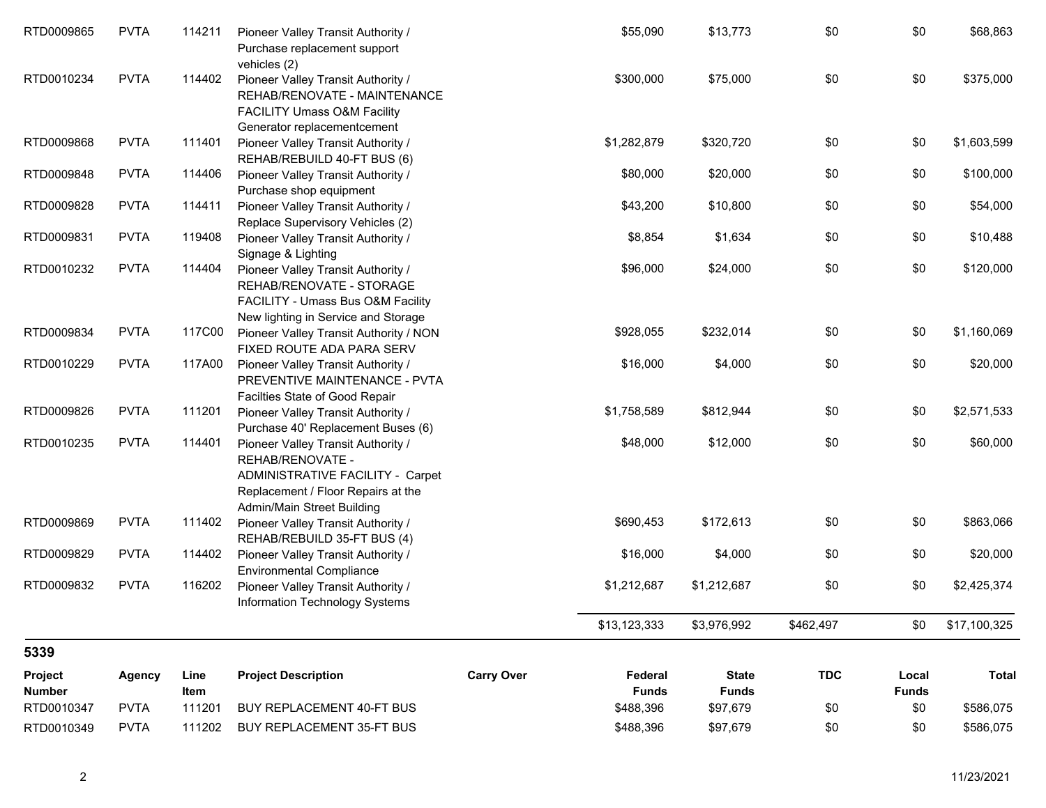| Project Number | Agency | Line Item | Project Description | Carry Over | Federal Funds | State Funds | TDC | Local Funds | Total |
|---|---|---|---|---|---|---|---|---|---|
| RTD0009865 | PVTA | 114211 | Pioneer Valley Transit Authority / Purchase replacement support vehicles (2) | | $55,090 | $13,773 | $0 | $0 | $68,863 |
| RTD0010234 | PVTA | 114402 | Pioneer Valley Transit Authority / REHAB/RENOVATE - MAINTENANCE FACILITY Umass O&M Facility Generator replacementcement | | $300,000 | $75,000 | $0 | $0 | $375,000 |
| RTD0009868 | PVTA | 111401 | Pioneer Valley Transit Authority / REHAB/REBUILD 40-FT BUS (6) | | $1,282,879 | $320,720 | $0 | $0 | $1,603,599 |
| RTD0009848 | PVTA | 114406 | Pioneer Valley Transit Authority / Purchase shop equipment | | $80,000 | $20,000 | $0 | $0 | $100,000 |
| RTD0009828 | PVTA | 114411 | Pioneer Valley Transit Authority / Replace Supervisory Vehicles (2) | | $43,200 | $10,800 | $0 | $0 | $54,000 |
| RTD0009831 | PVTA | 119408 | Pioneer Valley Transit Authority / Signage & Lighting | | $8,854 | $1,634 | $0 | $0 | $10,488 |
| RTD0010232 | PVTA | 114404 | Pioneer Valley Transit Authority / REHAB/RENOVATE - STORAGE FACILITY - Umass Bus O&M Facility New lighting in Service and Storage | | $96,000 | $24,000 | $0 | $0 | $120,000 |
| RTD0009834 | PVTA | 117C00 | Pioneer Valley Transit Authority / NON FIXED ROUTE ADA PARA SERV | | $928,055 | $232,014 | $0 | $0 | $1,160,069 |
| RTD0010229 | PVTA | 117A00 | Pioneer Valley Transit Authority / PREVENTIVE MAINTENANCE - PVTA Facilties State of Good Repair | | $16,000 | $4,000 | $0 | $0 | $20,000 |
| RTD0009826 | PVTA | 111201 | Pioneer Valley Transit Authority / Purchase 40' Replacement Buses (6) | | $1,758,589 | $812,944 | $0 | $0 | $2,571,533 |
| RTD0010235 | PVTA | 114401 | Pioneer Valley Transit Authority / REHAB/RENOVATE - ADMINISTRATIVE FACILITY - Carpet Replacement / Floor Repairs at the Admin/Main Street Building | | $48,000 | $12,000 | $0 | $0 | $60,000 |
| RTD0009869 | PVTA | 111402 | Pioneer Valley Transit Authority / REHAB/REBUILD 35-FT BUS (4) | | $690,453 | $172,613 | $0 | $0 | $863,066 |
| RTD0009829 | PVTA | 114402 | Pioneer Valley Transit Authority / Environmental Compliance | | $16,000 | $4,000 | $0 | $0 | $20,000 |
| RTD0009832 | PVTA | 116202 | Pioneer Valley Transit Authority / Information Technology Systems | | $1,212,687 | $1,212,687 | $0 | $0 | $2,425,374 |
| | | | | | $13,123,333 | $3,976,992 | $462,497 | $0 | $17,100,325 |

## 5339

| Project Number | Agency | Line Item | Project Description | Carry Over | Federal Funds | State Funds | TDC | Local Funds | Total |
|---|---|---|---|---|---|---|---|---|---|
| RTD0010347 | PVTA | 111201 | BUY REPLACEMENT 40-FT BUS | | $488,396 | $97,679 | $0 | $0 | $586,075 |
| RTD0010349 | PVTA | 111202 | BUY REPLACEMENT 35-FT BUS | | $488,396 | $97,679 | $0 | $0 | $586,075 |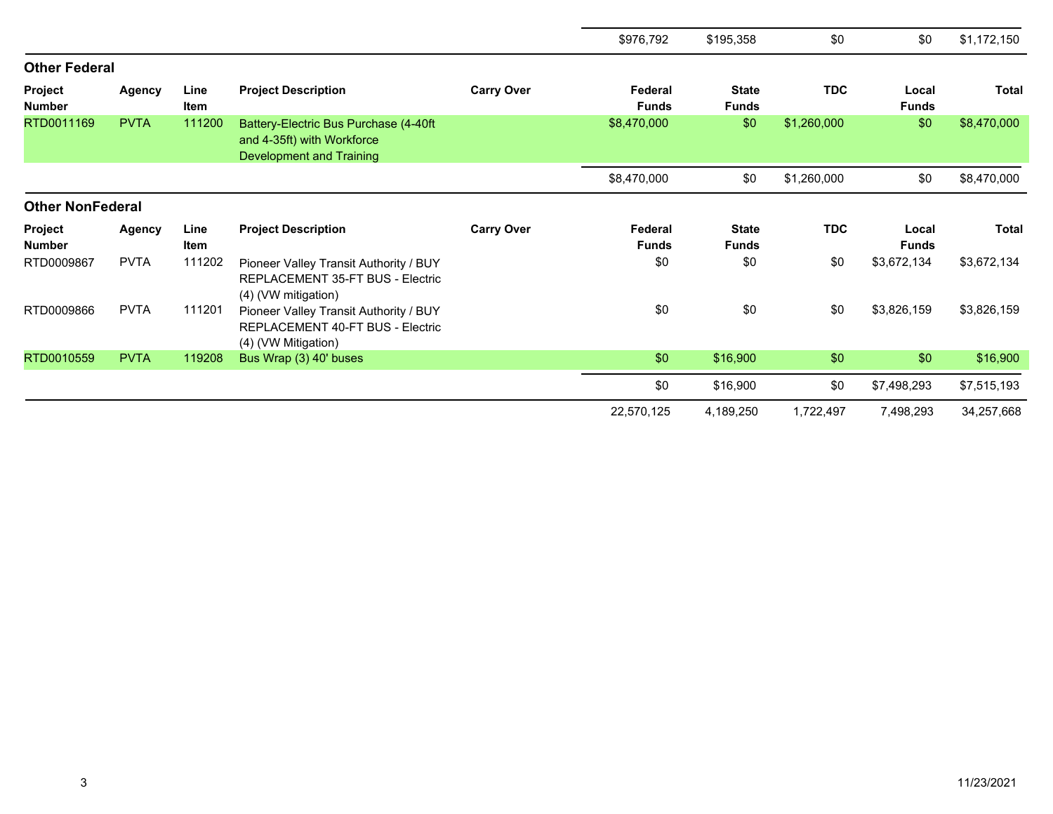| | | | | | Federal Funds | State Funds | TDC | Local Funds | Total |
|---|---|---|---|---|---|---|---|---|---|
| | | | | | $976,792 | $195,358 | $0 | $0 | $1,172,150 |

## Other Federal

| Project Number | Agency | Line Item | Project Description | Carry Over | Federal Funds | State Funds | TDC | Local Funds | Total |
|---|---|---|---|---|---|---|---|---|---|
| RTD0011169 | PVTA | 111200 | Battery-Electric Bus Purchase (4-40ft and 4-35ft) with Workforce Development and Training | | $8,470,000 | $0 | $1,260,000 | $0 | $8,470,000 |
| | | | | | $8,470,000 | $0 | $1,260,000 | $0 | $8,470,000 |

## Other NonFederal

| Project Number | Agency | Line Item | Project Description | Carry Over | Federal Funds | State Funds | TDC | Local Funds | Total |
|---|---|---|---|---|---|---|---|---|---|
| RTD0009867 | PVTA | 111202 | Pioneer Valley Transit Authority / BUY REPLACEMENT 35-FT BUS - Electric (4) (VW mitigation) | | $0 | $0 | $0 | $3,672,134 | $3,672,134 |
| RTD0009866 | PVTA | 111201 | Pioneer Valley Transit Authority / BUY REPLACEMENT 40-FT BUS - Electric (4) (VW Mitigation) | | $0 | $0 | $0 | $3,826,159 | $3,826,159 |
| RTD0010559 | PVTA | 119208 | Bus Wrap (3) 40' buses | | $0 | $16,900 | $0 | $0 | $16,900 |
| | | | | | $0 | $16,900 | $0 | $7,498,293 | $7,515,193 |
| | | | | | 22,570,125 | 4,189,250 | 1,722,497 | 7,498,293 | 34,257,668 |

11/23/2021